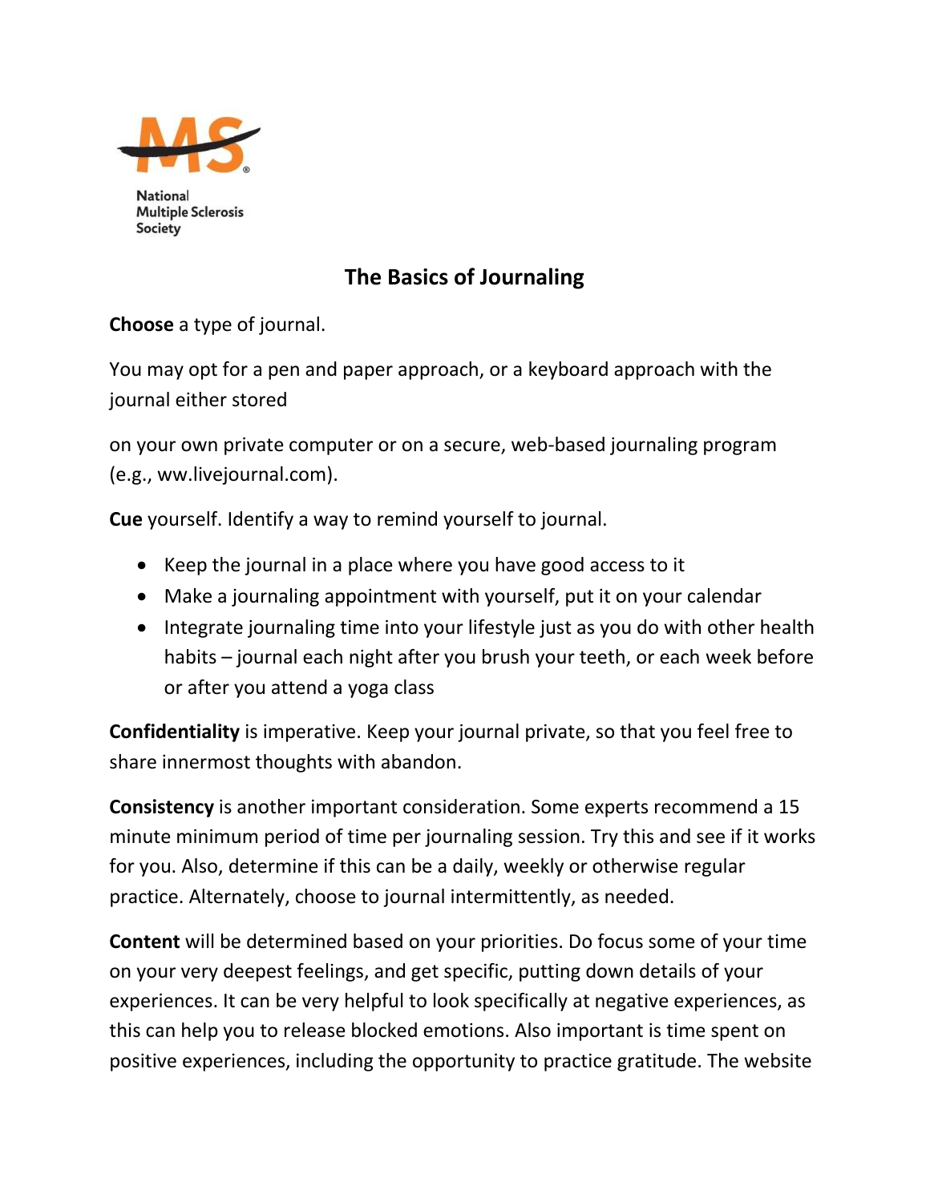National Multiple Sclerosis Society

# The Basics of Journaling

**Choose** a type of journal.

You may opt for a pen and paper approach, or a keyboard approach with the journal either stored

on your own private computer or on a secure, web-based journaling program (e.g., ww.livejournal.com).

**Cue** yourself. Identify a way to remind yourself to journal.

- Keep the journal in a place where you have good access to it
- Make a journaling appointment with yourself, put it on your calendar
- Integrate journaling time into your lifestyle just as you do with other health habits – journal each night after you brush your teeth, or each week before or after you attend a yoga class

**Confidentiality** is imperative. Keep your journal private, so that you feel free to share innermost thoughts with abandon.

**Consistency** is another important consideration. Some experts recommend a 15 minute minimum period of time per journaling session. Try this and see if it works for you. Also, determine if this can be a daily, weekly or otherwise regular practice. Alternately, choose to journal intermittently, as needed.

**Content** will be determined based on your priorities. Do focus some of your time on your very deepest feelings, and get specific, putting down details of your experiences. It can be very helpful to look specifically at negative experiences, as this can help you to release blocked emotions. Also important is time spent on positive experiences, including the opportunity to practice gratitude. The website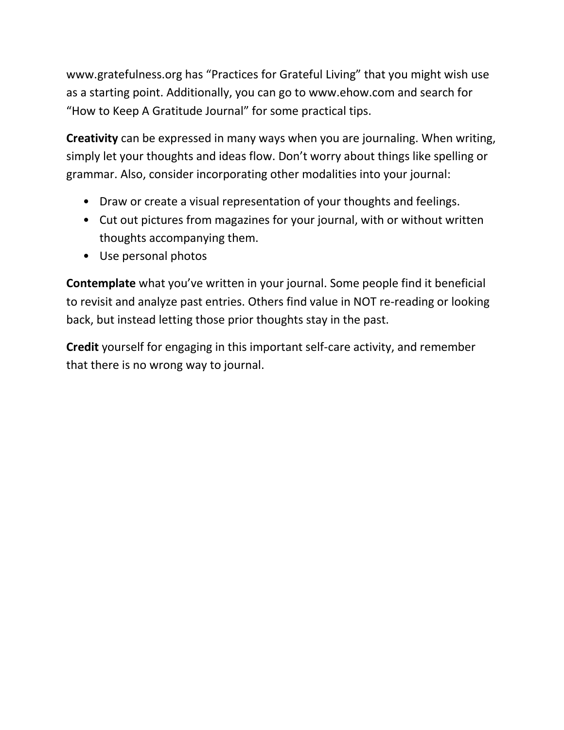www.gratefulness.org has “Practices for Grateful Living” that you might wish use as a starting point. Additionally, you can go to www.ehow.com and search for “How to Keep A Gratitude Journal” for some practical tips.

**Creativity** can be expressed in many ways when you are journaling. When writing, simply let your thoughts and ideas flow. Don’t worry about things like spelling or grammar. Also, consider incorporating other modalities into your journal:

- Draw or create a visual representation of your thoughts and feelings.
- Cut out pictures from magazines for your journal, with or without written thoughts accompanying them.
- Use personal photos

**Contemplate** what you’ve written in your journal. Some people find it beneficial to revisit and analyze past entries. Others find value in NOT re-reading or looking back, but instead letting those prior thoughts stay in the past.

**Credit** yourself for engaging in this important self-care activity, and remember that there is no wrong way to journal.